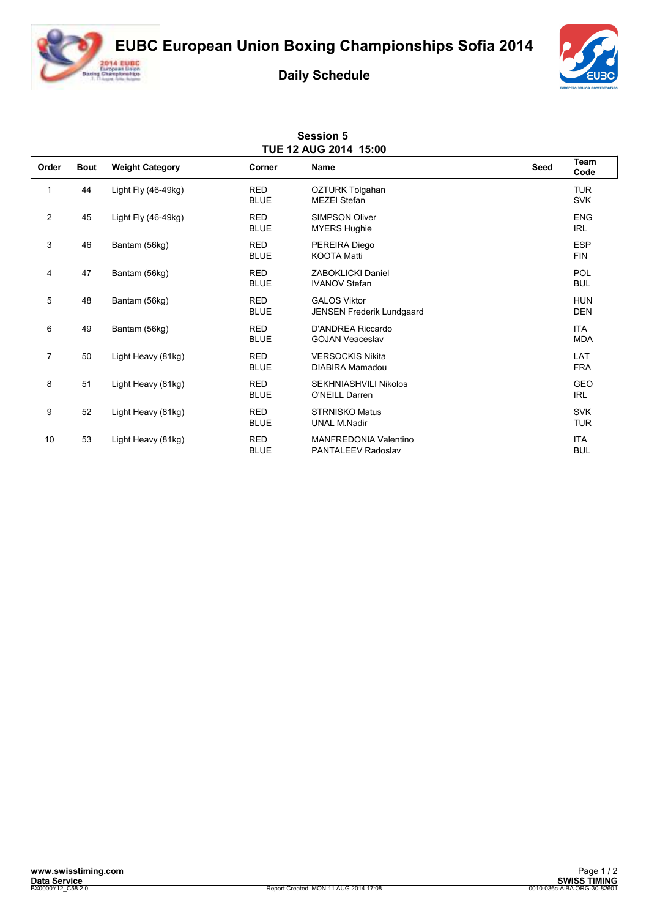# EUBC European Union Boxing Championships Sofia 2014

## Daily Schedule

**Session 5**
**TUE 12 AUG 2014 15:00**

| Order | Bout | Weight Category | Corner | Name | Seed | Team Code |
|---|---|---|---|---|---|---|
| 1 | 44 | Light Fly (46-49kg) | RED | OZTURK Tolgahan | | TUR |
| | | | BLUE | MEZEI Stefan | | SVK |
| 2 | 45 | Light Fly (46-49kg) | RED | SIMPSON Oliver | | ENG |
| | | | BLUE | MYERS Hughie | | IRL |
| 3 | 46 | Bantam (56kg) | RED | PEREIRA Diego | | ESP |
| | | | BLUE | KOOTA Matti | | FIN |
| 4 | 47 | Bantam (56kg) | RED | ZABOKLICKI Daniel | | POL |
| | | | BLUE | IVANOV Stefan | | BUL |
| 5 | 48 | Bantam (56kg) | RED | GALOS Viktor | | HUN |
| | | | BLUE | JENSEN Frederik Lundgaard | | DEN |
| 6 | 49 | Bantam (56kg) | RED | D'ANDREA Riccardo | | ITA |
| | | | BLUE | GOJAN Veaceslav | | MDA |
| 7 | 50 | Light Heavy (81kg) | RED | VERSOCKIS Nikita | | LAT |
| | | | BLUE | DIABIRA Mamadou | | FRA |
| 8 | 51 | Light Heavy (81kg) | RED | SEKHNIASHVILI Nikolos | | GEO |
| | | | BLUE | O'NEILL Darren | | IRL |
| 9 | 52 | Light Heavy (81kg) | RED | STRNISKO Matus | | SVK |
| | | | BLUE | UNAL M.Nadir | | TUR |
| 10 | 53 | Light Heavy (81kg) | RED | MANFREDONIA Valentino | | ITA |
| | | | BLUE | PANTALEEV Radoslav | | BUL |

www.swisstiming.com
Data Service
BX0000Y12_C58 2.0

Report Created MON 11 AUG 2014 17:08

SWISS TIMING
0010-036c-AIBA.ORG-30-82601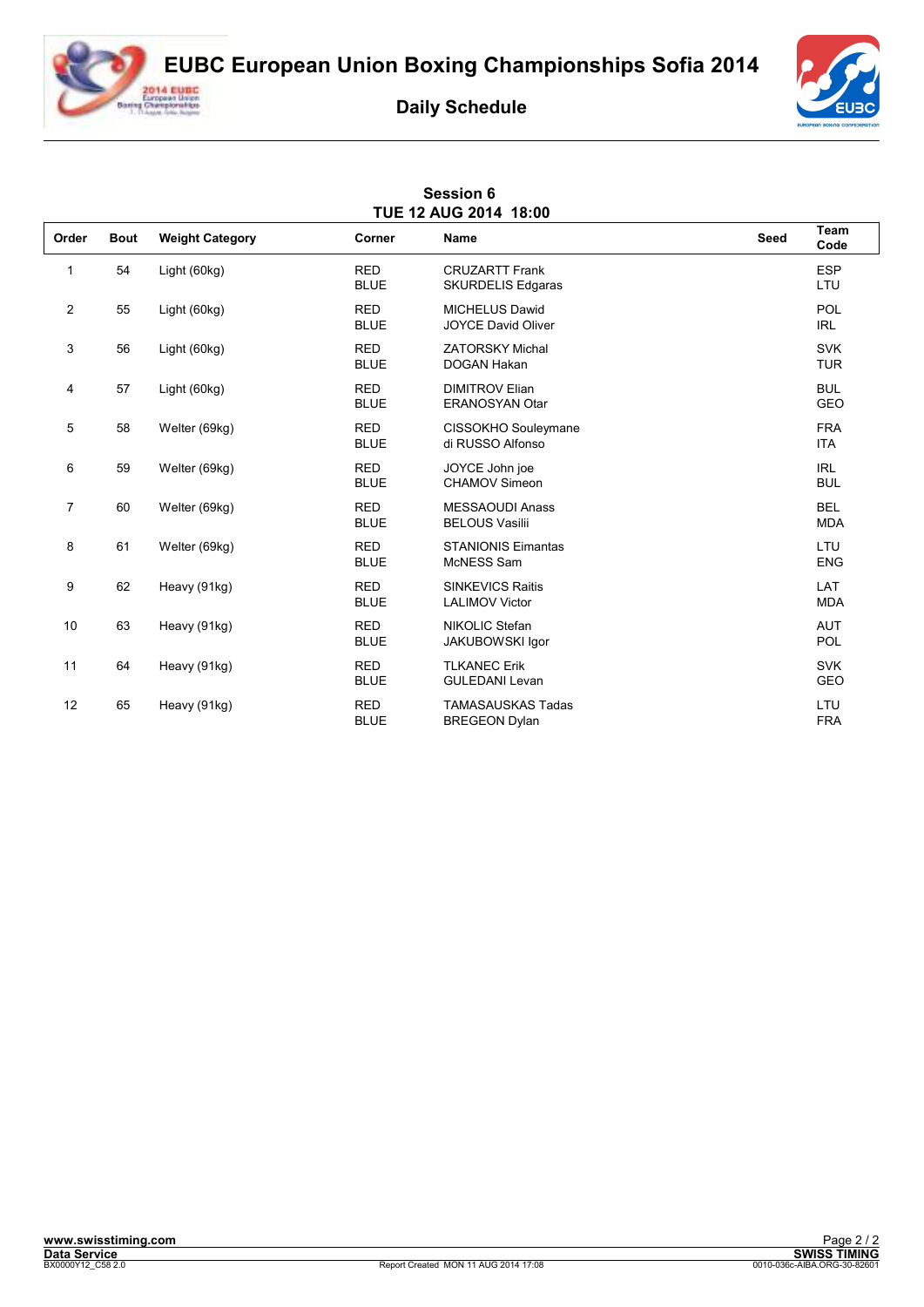# EUBC European Union Boxing Championships Sofia 2014

## Daily Schedule

### Session 6
### TUE 12 AUG 2014 18:00

| Order | Bout | Weight Category | Corner | Name | Seed | Team Code |
|---|---|---|---|---|---|---|
| 1 | 54 | Light (60kg) | RED<br>BLUE | CRUZARTT Frank<br>SKURDELIS Edgaras | | ESP<br>LTU |
| 2 | 55 | Light (60kg) | RED<br>BLUE | MICHELUS Dawid<br>JOYCE David Oliver | | POL<br>IRL |
| 3 | 56 | Light (60kg) | RED<br>BLUE | ZATORSKY Michal<br>DOGAN Hakan | | SVK<br>TUR |
| 4 | 57 | Light (60kg) | RED<br>BLUE | DIMITROV Elian<br>ERANOSYAN Otar | | BUL<br>GEO |
| 5 | 58 | Welter (69kg) | RED<br>BLUE | CISSOKHO Souleymane<br>di RUSSO Alfonso | | FRA<br>ITA |
| 6 | 59 | Welter (69kg) | RED<br>BLUE | JOYCE John joe<br>CHAMOV Simeon | | IRL<br>BUL |
| 7 | 60 | Welter (69kg) | RED<br>BLUE | MESSAOUDI Anass<br>BELOUS Vasilii | | BEL<br>MDA |
| 8 | 61 | Welter (69kg) | RED<br>BLUE | STANIONIS Eimantas<br>McNESS Sam | | LTU<br>ENG |
| 9 | 62 | Heavy (91kg) | RED<br>BLUE | SINKEVICS Raitis<br>LALIMOV Victor | | LAT<br>MDA |
| 10 | 63 | Heavy (91kg) | RED<br>BLUE | NIKOLIC Stefan<br>JAKUBOWSKI Igor | | AUT<br>POL |
| 11 | 64 | Heavy (91kg) | RED<br>BLUE | TLKANEC Erik<br>GULEDANI Levan | | SVK<br>GEO |
| 12 | 65 | Heavy (91kg) | RED<br>BLUE | TAMASAUSKAS Tadas<br>BREGEON Dylan | | LTU<br>FRA |

www.swisstiming.com
Data Service
BX0000Y12_C58 2.0
Report Created MON 11 AUG 2014 17:08
SWISS TIMING
0010-036c-AIBA.ORG-30-82601